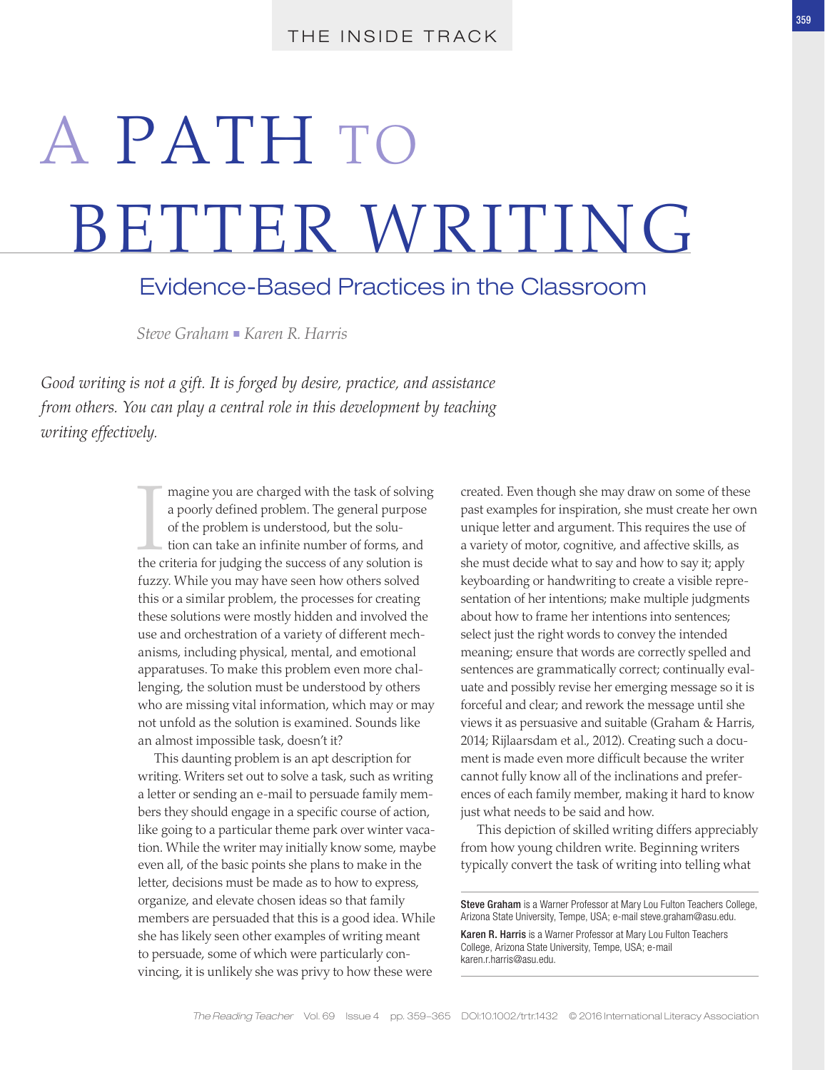# A PATH TO BETTER WRITING

## Evidence-Based Practices in the Classroom

*Steve Graham ▪ Karen R. Harris*

*Good writing is not a gift. It is forged by desire, practice, and assistance from others. You can play a central role in this development by teaching writing effectively.*

Imagine you are charged with the task of solving a poorly defined problem. The general purpose of the problem is understood, but the solution can take an infinite number of forms, and the criteria for judging the success of any solution is fuzzy. While you may have seen how others solved this or a similar problem, the processes for creating these solutions were mostly hidden and involved the use and orchestration of a variety of different mechanisms, including physical, mental, and emotional apparatuses. To make this problem even more challenging, the solution must be understood by others who are missing vital information, which may or may not unfold as the solution is examined. Sounds like an almost impossible task, doesn't it?

This daunting problem is an apt description for writing. Writers set out to solve a task, such as writing a letter or sending an e-mail to persuade family members they should engage in a specific course of action, like going to a particular theme park over winter vacation. While the writer may initially know some, maybe even all, of the basic points she plans to make in the letter, decisions must be made as to how to express, organize, and elevate chosen ideas so that family members are persuaded that this is a good idea. While she has likely seen other examples of writing meant to persuade, some of which were particularly convincing, it is unlikely she was privy to how these were created. Even though she may draw on some of these past examples for inspiration, she must create her own unique letter and argument. This requires the use of a variety of motor, cognitive, and affective skills, as she must decide what to say and how to say it; apply keyboarding or handwriting to create a visible representation of her intentions; make multiple judgments about how to frame her intentions into sentences; select just the right words to convey the intended meaning; ensure that words are correctly spelled and sentences are grammatically correct; continually evaluate and possibly revise her emerging message so it is forceful and clear; and rework the message until she views it as persuasive and suitable (Graham & Harris, 2014; Rijlaarsdam et al., 2012). Creating such a document is made even more difficult because the writer cannot fully know all of the inclinations and preferences of each family member, making it hard to know just what needs to be said and how.

This depiction of skilled writing differs appreciably from how young children write. Beginning writers typically convert the task of writing into telling what

---

**Steve Graham** is a Warner Professor at Mary Lou Fulton Teachers College, Arizona State University, Tempe, USA; e-mail steve.graham@asu.edu.

**Karen R. Harris** is a Warner Professor at Mary Lou Fulton Teachers College, Arizona State University, Tempe, USA; e-mail karen.r.harris@asu.edu.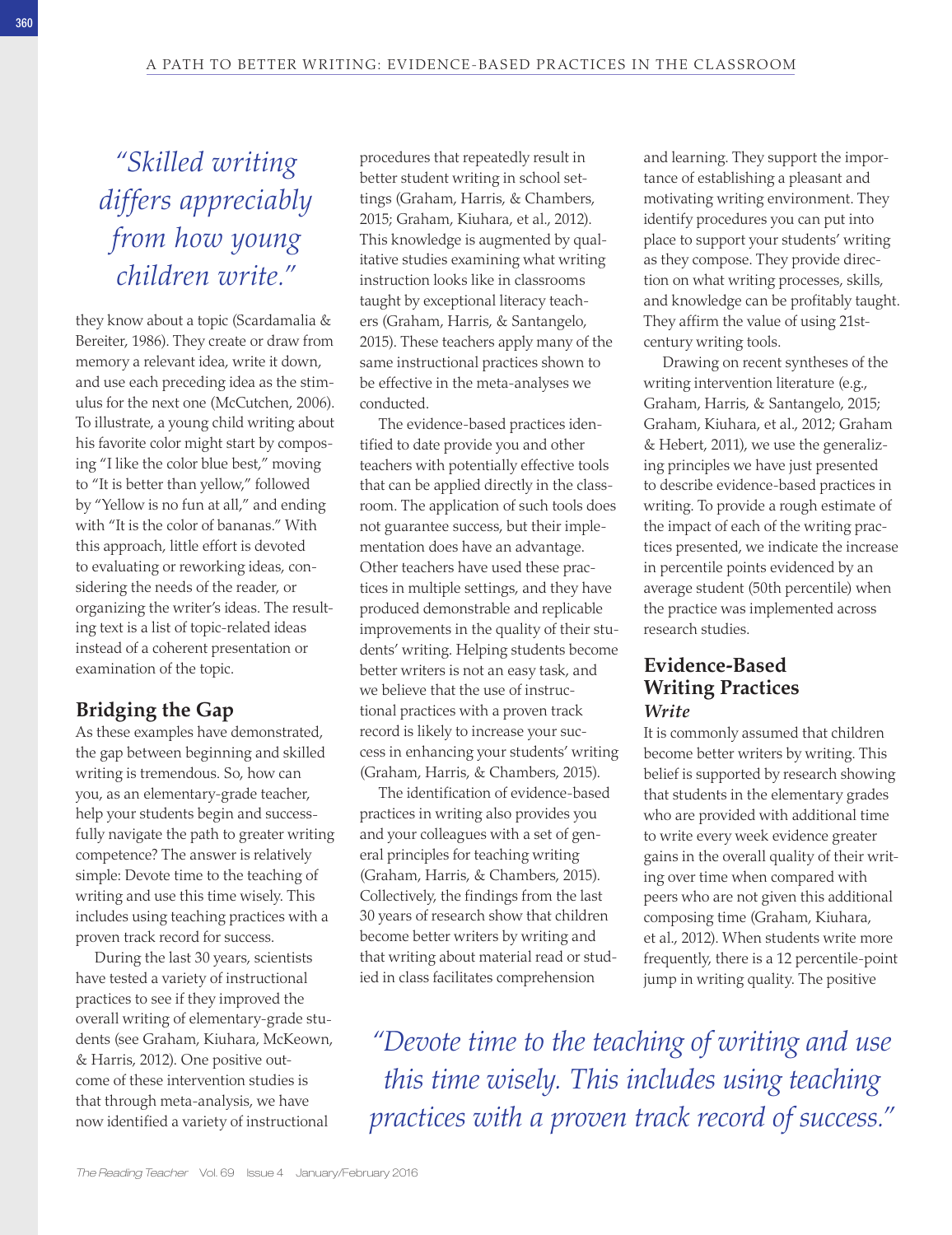*"Skilled writing differs appreciably from how young children write."*

they know about a topic (Scardamalia & Bereiter, 1986). They create or draw from memory a relevant idea, write it down, and use each preceding idea as the stimulus for the next one (McCutchen, 2006). To illustrate, a young child writing about his favorite color might start by composing "I like the color blue best," moving to "It is better than yellow," followed by "Yellow is no fun at all," and ending with "It is the color of bananas." With this approach, little effort is devoted to evaluating or reworking ideas, considering the needs of the reader, or organizing the writer's ideas. The resulting text is a list of topic-related ideas instead of a coherent presentation or examination of the topic.

## Bridging the Gap

As these examples have demonstrated, the gap between beginning and skilled writing is tremendous. So, how can you, as an elementary-grade teacher, help your students begin and successfully navigate the path to greater writing competence? The answer is relatively simple: Devote time to the teaching of writing and use this time wisely. This includes using teaching practices with a proven track record for success.

During the last 30 years, scientists have tested a variety of instructional practices to see if they improved the overall writing of elementary-grade students (see Graham, Kiuhara, McKeown, & Harris, 2012). One positive outcome of these intervention studies is that through meta-analysis, we have now identified a variety of instructional procedures that repeatedly result in better student writing in school settings (Graham, Harris, & Chambers, 2015; Graham, Kiuhara, et al., 2012). This knowledge is augmented by qualitative studies examining what writing instruction looks like in classrooms taught by exceptional literacy teachers (Graham, Harris, & Santangelo, 2015). These teachers apply many of the same instructional practices shown to be effective in the meta-analyses we conducted.

The evidence-based practices identified to date provide you and other teachers with potentially effective tools that can be applied directly in the classroom. The application of such tools does not guarantee success, but their implementation does have an advantage. Other teachers have used these practices in multiple settings, and they have produced demonstrable and replicable improvements in the quality of their students' writing. Helping students become better writers is not an easy task, and we believe that the use of instructional practices with a proven track record is likely to increase your success in enhancing your students' writing (Graham, Harris, & Chambers, 2015).

The identification of evidence-based practices in writing also provides you and your colleagues with a set of general principles for teaching writing (Graham, Harris, & Chambers, 2015). Collectively, the findings from the last 30 years of research show that children become better writers by writing and that writing about material read or studied in class facilitates comprehension and learning. They support the importance of establishing a pleasant and motivating writing environment. They identify procedures you can put into place to support your students' writing as they compose. They provide direction on what writing processes, skills, and knowledge can be profitably taught. They affirm the value of using 21st-century writing tools.

Drawing on recent syntheses of the writing intervention literature (e.g., Graham, Harris, & Santangelo, 2015; Graham, Kiuhara, et al., 2012; Graham & Hebert, 2011), we use the generalizing principles we have just presented to describe evidence-based practices in writing. To provide a rough estimate of the impact of each of the writing practices presented, we indicate the increase in percentile points evidenced by an average student (50th percentile) when the practice was implemented across research studies.

## Evidence-Based Writing Practices

### *Write*

It is commonly assumed that children become better writers by writing. This belief is supported by research showing that students in the elementary grades who are provided with additional time to write every week evidence greater gains in the overall quality of their writing over time when compared with peers who are not given this additional composing time (Graham, Kiuhara, et al., 2012). When students write more frequently, there is a 12 percentile-point jump in writing quality. The positive

*"Devote time to the teaching of writing and use this time wisely. This includes using teaching practices with a proven track record of success."*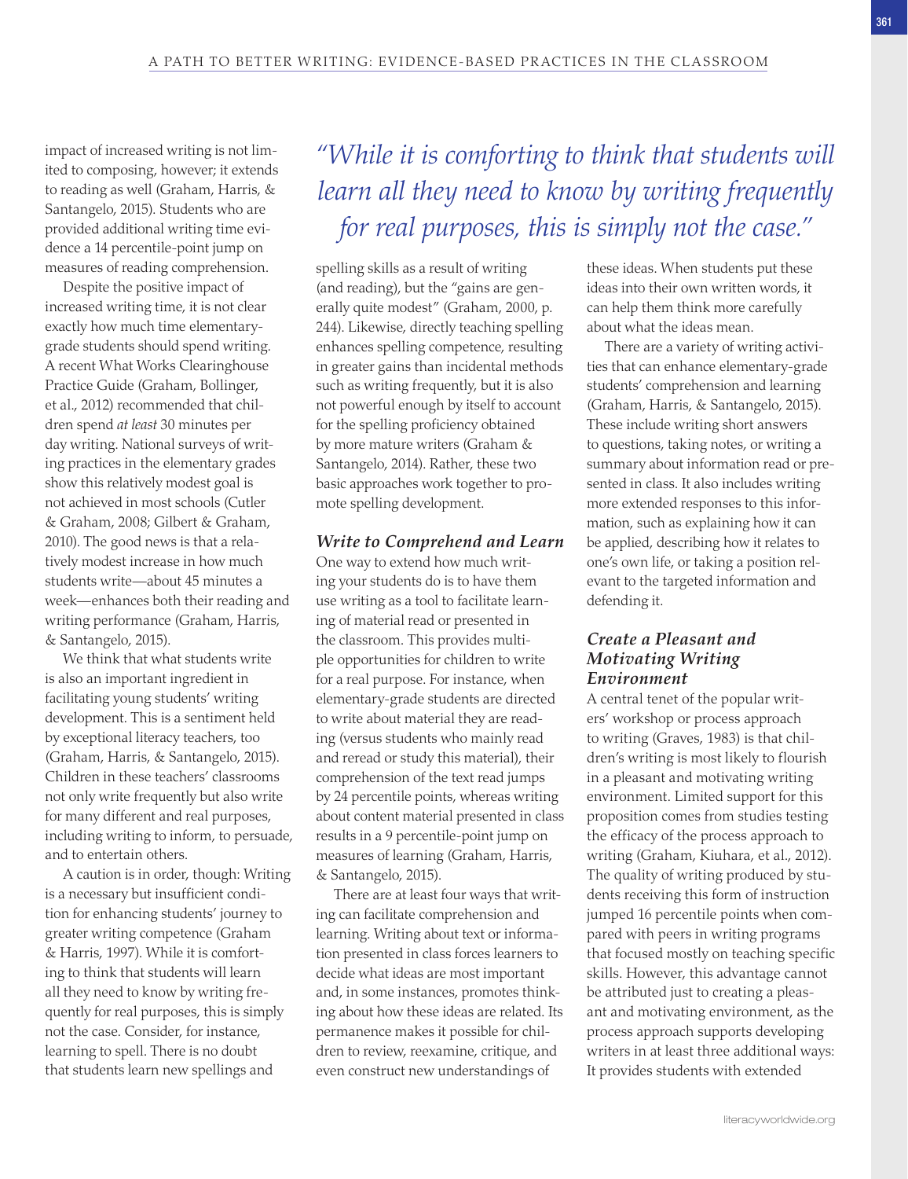impact of increased writing is not limited to composing, however; it extends to reading as well (Graham, Harris, & Santangelo, 2015). Students who are provided additional writing time evidence a 14 percentile-point jump on measures of reading comprehension.

Despite the positive impact of increased writing time, it is not clear exactly how much time elementary-grade students should spend writing. A recent What Works Clearinghouse Practice Guide (Graham, Bollinger, et al., 2012) recommended that children spend *at least* 30 minutes per day writing. National surveys of writing practices in the elementary grades show this relatively modest goal is not achieved in most schools (Cutler & Graham, 2008; Gilbert & Graham, 2010). The good news is that a relatively modest increase in how much students write—about 45 minutes a week—enhances both their reading and writing performance (Graham, Harris, & Santangelo, 2015).

We think that what students write is also an important ingredient in facilitating young students' writing development. This is a sentiment held by exceptional literacy teachers, too (Graham, Harris, & Santangelo, 2015). Children in these teachers' classrooms not only write frequently but also write for many different and real purposes, including writing to inform, to persuade, and to entertain others.

A caution is in order, though: Writing is a necessary but insufficient condition for enhancing students' journey to greater writing competence (Graham & Harris, 1997). While it is comforting to think that students will learn all they need to know by writing frequently for real purposes, this is simply not the case. Consider, for instance, learning to spell. There is no doubt that students learn new spellings and spelling skills as a result of writing (and reading), but the "gains are generally quite modest" (Graham, 2000, p. 244). Likewise, directly teaching spelling enhances spelling competence, resulting in greater gains than incidental methods such as writing frequently, but it is also not powerful enough by itself to account for the spelling proficiency obtained by more mature writers (Graham & Santangelo, 2014). Rather, these two basic approaches work together to promote spelling development.

> *"While it is comforting to think that students will learn all they need to know by writing frequently for real purposes, this is simply not the case."*

### *Write to Comprehend and Learn*

One way to extend how much writing your students do is to have them use writing as a tool to facilitate learning of material read or presented in the classroom. This provides multiple opportunities for children to write for a real purpose. For instance, when elementary-grade students are directed to write about material they are reading (versus students who mainly read and reread or study this material), their comprehension of the text read jumps by 24 percentile points, whereas writing about content material presented in class results in a 9 percentile-point jump on measures of learning (Graham, Harris, & Santangelo, 2015).

There are at least four ways that writing can facilitate comprehension and learning. Writing about text or information presented in class forces learners to decide what ideas are most important and, in some instances, promotes thinking about how these ideas are related. Its permanence makes it possible for children to review, reexamine, critique, and even construct new understandings of these ideas. When students put these ideas into their own written words, it can help them think more carefully about what the ideas mean.

There are a variety of writing activities that can enhance elementary-grade students' comprehension and learning (Graham, Harris, & Santangelo, 2015). These include writing short answers to questions, taking notes, or writing a summary about information read or presented in class. It also includes writing more extended responses to this information, such as explaining how it can be applied, describing how it relates to one's own life, or taking a position relevant to the targeted information and defending it.

### *Create a Pleasant and Motivating Writing Environment*

A central tenet of the popular writers' workshop or process approach to writing (Graves, 1983) is that children's writing is most likely to flourish in a pleasant and motivating writing environment. Limited support for this proposition comes from studies testing the efficacy of the process approach to writing (Graham, Kiuhara, et al., 2012). The quality of writing produced by students receiving this form of instruction jumped 16 percentile points when compared with peers in writing programs that focused mostly on teaching specific skills. However, this advantage cannot be attributed just to creating a pleasant and motivating environment, as the process approach supports developing writers in at least three additional ways: It provides students with extended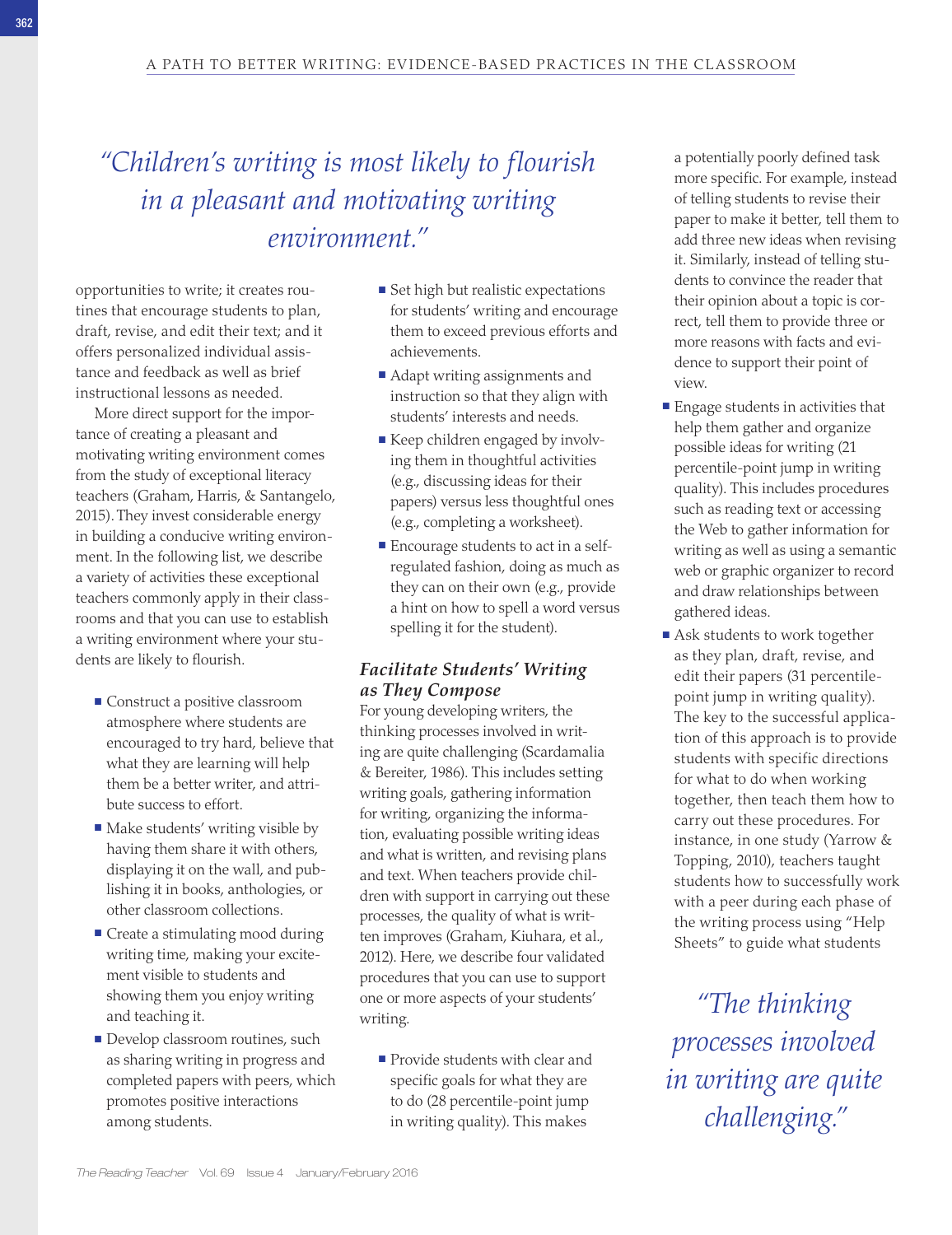> "Children's writing is most likely to flourish in a pleasant and motivating writing environment."

opportunities to write; it creates routines that encourage students to plan, draft, revise, and edit their text; and it offers personalized individual assistance and feedback as well as brief instructional lessons as needed.

More direct support for the importance of creating a pleasant and motivating writing environment comes from the study of exceptional literacy teachers (Graham, Harris, & Santangelo, 2015). They invest considerable energy in building a conducive writing environment. In the following list, we describe a variety of activities these exceptional teachers commonly apply in their classrooms and that you can use to establish a writing environment where your students are likely to flourish.

- Construct a positive classroom atmosphere where students are encouraged to try hard, believe that what they are learning will help them be a better writer, and attribute success to effort.
- Make students' writing visible by having them share it with others, displaying it on the wall, and publishing it in books, anthologies, or other classroom collections.
- Create a stimulating mood during writing time, making your excitement visible to students and showing them you enjoy writing and teaching it.
- Develop classroom routines, such as sharing writing in progress and completed papers with peers, which promotes positive interactions among students.
- Set high but realistic expectations for students' writing and encourage them to exceed previous efforts and achievements.
- Adapt writing assignments and instruction so that they align with students' interests and needs.
- Keep children engaged by involving them in thoughtful activities (e.g., discussing ideas for their papers) versus less thoughtful ones (e.g., completing a worksheet).
- Encourage students to act in a self-regulated fashion, doing as much as they can on their own (e.g., provide a hint on how to spell a word versus spelling it for the student).

### *Facilitate Students' Writing as They Compose*

For young developing writers, the thinking processes involved in writing are quite challenging (Scardamalia & Bereiter, 1986). This includes setting writing goals, gathering information for writing, organizing the information, evaluating possible writing ideas and what is written, and revising plans and text. When teachers provide children with support in carrying out these processes, the quality of what is written improves (Graham, Kiuhara, et al., 2012). Here, we describe four validated procedures that you can use to support one or more aspects of your students' writing.

- Provide students with clear and specific goals for what they are to do (28 percentile-point jump in writing quality). This makes a potentially poorly defined task more specific. For example, instead of telling students to revise their paper to make it better, tell them to add three new ideas when revising it. Similarly, instead of telling students to convince the reader that their opinion about a topic is correct, tell them to provide three or more reasons with facts and evidence to support their point of view.
- Engage students in activities that help them gather and organize possible ideas for writing (21 percentile-point jump in writing quality). This includes procedures such as reading text or accessing the Web to gather information for writing as well as using a semantic web or graphic organizer to record and draw relationships between gathered ideas.
- Ask students to work together as they plan, draft, revise, and edit their papers (31 percentile-point jump in writing quality). The key to the successful application of this approach is to provide students with specific directions for what to do when working together, then teach them how to carry out these procedures. For instance, in one study (Yarrow & Topping, 2010), teachers taught students how to successfully work with a peer during each phase of the writing process using "Help Sheets" to guide what students

> "The thinking processes involved in writing are quite challenging."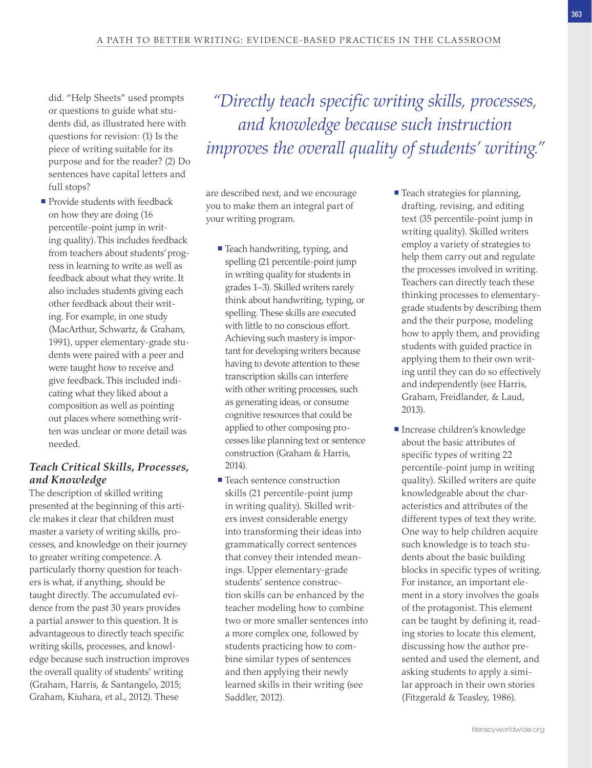did. "Help Sheets" used prompts or questions to guide what students did, as illustrated here with questions for revision: (1) Is the piece of writing suitable for its purpose and for the reader? (2) Do sentences have capital letters and full stops?

- Provide students with feedback on how they are doing (16 percentile-point jump in writing quality). This includes feedback from teachers about students' progress in learning to write as well as feedback about what they write. It also includes students giving each other feedback about their writing. For example, in one study (MacArthur, Schwartz, & Graham, 1991), upper elementary-grade students were paired with a peer and were taught how to receive and give feedback. This included indicating what they liked about a composition as well as pointing out places where something written was unclear or more detail was needed.

### *Teach Critical Skills, Processes, and Knowledge*

The description of skilled writing presented at the beginning of this article makes it clear that children must master a variety of writing skills, processes, and knowledge on their journey to greater writing competence. A particularly thorny question for teachers is what, if anything, should be taught directly. The accumulated evidence from the past 30 years provides a partial answer to this question. It is advantageous to directly teach specific writing skills, processes, and knowledge because such instruction improves the overall quality of students' writing (Graham, Harris, & Santangelo, 2015; Graham, Kiuhara, et al., 2012). These are described next, and we encourage you to make them an integral part of your writing program.

*"Directly teach specific writing skills, processes, and knowledge because such instruction improves the overall quality of students' writing."*

- Teach handwriting, typing, and spelling (21 percentile-point jump in writing quality for students in grades 1–3). Skilled writers rarely think about handwriting, typing, or spelling. These skills are executed with little to no conscious effort. Achieving such mastery is important for developing writers because having to devote attention to these transcription skills can interfere with other writing processes, such as generating ideas, or consume cognitive resources that could be applied to other composing processes like planning text or sentence construction (Graham & Harris, 2014).
- Teach sentence construction skills (21 percentile-point jump in writing quality). Skilled writers invest considerable energy into transforming their ideas into grammatically correct sentences that convey their intended meanings. Upper elementary-grade students' sentence construction skills can be enhanced by the teacher modeling how to combine two or more smaller sentences into a more complex one, followed by students practicing how to combine similar types of sentences and then applying their newly learned skills in their writing (see Saddler, 2012).
- Teach strategies for planning, drafting, revising, and editing text (35 percentile-point jump in writing quality). Skilled writers employ a variety of strategies to help them carry out and regulate the processes involved in writing. Teachers can directly teach these thinking processes to elementary-grade students by describing them and the their purpose, modeling how to apply them, and providing students with guided practice in applying them to their own writing until they can do so effectively and independently (see Harris, Graham, Freidlander, & Laud, 2013).
- Increase children's knowledge about the basic attributes of specific types of writing 22 percentile-point jump in writing quality). Skilled writers are quite knowledgeable about the characteristics and attributes of the different types of text they write. One way to help children acquire such knowledge is to teach students about the basic building blocks in specific types of writing. For instance, an important element in a story involves the goals of the protagonist. This element can be taught by defining it, reading stories to locate this element, discussing how the author presented and used the element, and asking students to apply a similar approach in their own stories (Fitzgerald & Teasley, 1986).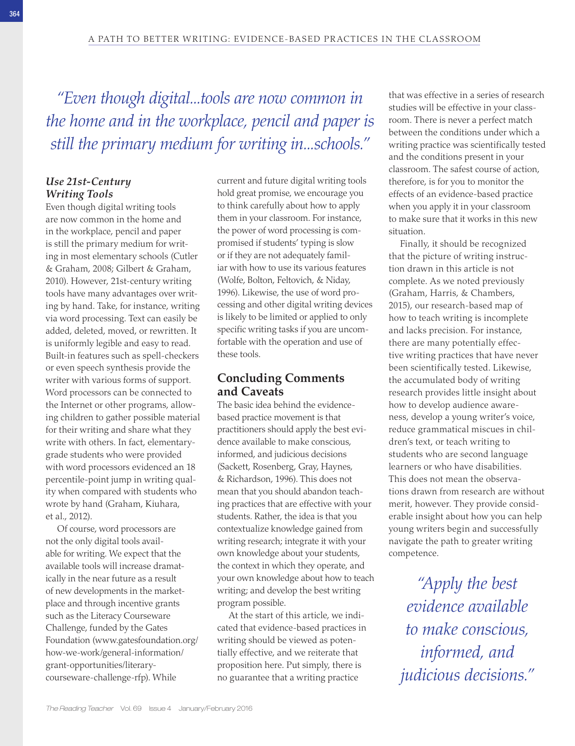*"Even though digital...tools are now common in the home and in the workplace, pencil and paper is still the primary medium for writing in...schools."*

### *Use 21st-Century Writing Tools*

Even though digital writing tools are now common in the home and in the workplace, pencil and paper is still the primary medium for writing in most elementary schools (Cutler & Graham, 2008; Gilbert & Graham, 2010). However, 21st-century writing tools have many advantages over writing by hand. Take, for instance, writing via word processing. Text can easily be added, deleted, moved, or rewritten. It is uniformly legible and easy to read. Built-in features such as spell-checkers or even speech synthesis provide the writer with various forms of support. Word processors can be connected to the Internet or other programs, allowing children to gather possible material for their writing and share what they write with others. In fact, elementary-grade students who were provided with word processors evidenced an 18 percentile-point jump in writing quality when compared with students who wrote by hand (Graham, Kiuhara, et al., 2012).

Of course, word processors are not the only digital tools available for writing. We expect that the available tools will increase dramatically in the near future as a result of new developments in the marketplace and through incentive grants such as the Literacy Courseware Challenge, funded by the Gates Foundation (www.gatesfoundation.org/how-we-work/general-information/grant-opportunities/literary-courseware-challenge-rfp). While current and future digital writing tools hold great promise, we encourage you to think carefully about how to apply them in your classroom. For instance, the power of word processing is compromised if students' typing is slow or if they are not adequately familiar with how to use its various features (Wolfe, Bolton, Feltovich, & Niday, 1996). Likewise, the use of word processing and other digital writing devices is likely to be limited or applied to only specific writing tasks if you are uncomfortable with the operation and use of these tools.

## Concluding Comments and Caveats

The basic idea behind the evidence-based practice movement is that practitioners should apply the best evidence available to make conscious, informed, and judicious decisions (Sackett, Rosenberg, Gray, Haynes, & Richardson, 1996). This does not mean that you should abandon teaching practices that are effective with your students. Rather, the idea is that you contextualize knowledge gained from writing research; integrate it with your own knowledge about your students, the context in which they operate, and your own knowledge about how to teach writing; and develop the best writing program possible.

At the start of this article, we indicated that evidence-based practices in writing should be viewed as potentially effective, and we reiterate that proposition here. Put simply, there is no guarantee that a writing practice that was effective in a series of research studies will be effective in your classroom. There is never a perfect match between the conditions under which a writing practice was scientifically tested and the conditions present in your classroom. The safest course of action, therefore, is for you to monitor the effects of an evidence-based practice when you apply it in your classroom to make sure that it works in this new situation.

Finally, it should be recognized that the picture of writing instruction drawn in this article is not complete. As we noted previously (Graham, Harris, & Chambers, 2015), our research-based map of how to teach writing is incomplete and lacks precision. For instance, there are many potentially effective writing practices that have never been scientifically tested. Likewise, the accumulated body of writing research provides little insight about how to develop audience awareness, develop a young writer's voice, reduce grammatical miscues in children's text, or teach writing to students who are second language learners or who have disabilities. This does not mean the observations drawn from research are without merit, however. They provide considerable insight about how you can help young writers begin and successfully navigate the path to greater writing competence.

*"Apply the best evidence available to make conscious, informed, and judicious decisions."*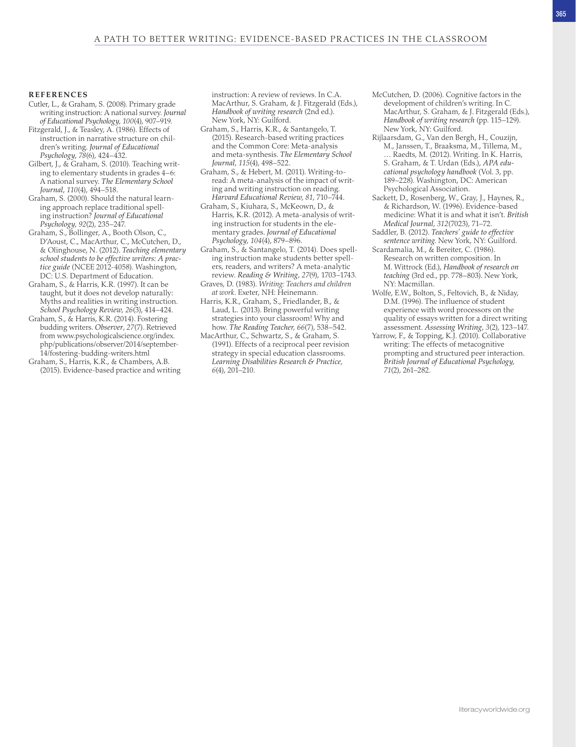## REFERENCES

Cutler, L., & Graham, S. (2008). Primary grade writing instruction: A national survey. *Journal of Educational Psychology*, *100*(4), 907–919.

Fitzgerald, J., & Teasley, A. (1986). Effects of instruction in narrative structure on children's writing. *Journal of Educational Psychology*, *78*(6), 424–432.

Gilbert, J., & Graham, S. (2010). Teaching writing to elementary students in grades 4–6: A national survey. *The Elementary School Journal*, *110*(4), 494–518.

Graham, S. (2000). Should the natural learning approach replace traditional spelling instruction? *Journal of Educational Psychology*, *92*(2), 235–247.

Graham, S., Bollinger, A., Booth Olson, C., D'Aoust, C., MacArthur, C., McCutchen, D., & Olinghouse, N. (2012). *Teaching elementary school students to be effective writers: A practice guide* (NCEE 2012-4058). Washington, DC: U.S. Department of Education.

Graham, S., & Harris, K.R. (1997). It can be taught, but it does not develop naturally: Myths and realities in writing instruction. *School Psychology Review*, *26*(3), 414–424.

Graham, S., & Harris, K.R. (2014). Fostering budding writers. *Observer*, *27*(7). Retrieved from www.psychologicalscience.org/index.php/publications/observer/2014/september-14/fostering-budding-writers.html

Graham, S., Harris, K.R., & Chambers, A.B. (2015). Evidence-based practice and writing instruction: A review of reviews. In C.A. MacArthur, S. Graham, & J. Fitzgerald (Eds.), *Handbook of writing research* (2nd ed.). New York, NY: Guilford.

Graham, S., Harris, K.R., & Santangelo, T. (2015). Research-based writing practices and the Common Core: Meta-analysis and meta-synthesis. *The Elementary School Journal*, *115*(4), 498–522.

Graham, S., & Hebert, M. (2011). Writing-to-read: A meta-analysis of the impact of writing and writing instruction on reading. *Harvard Educational Review*, *81*, 710–744.

Graham, S., Kiuhara, S., McKeown, D., & Harris, K.R. (2012). A meta-analysis of writing instruction for students in the elementary grades. *Journal of Educational Psychology*, *104*(4), 879–896.

Graham, S., & Santangelo, T. (2014). Does spelling instruction make students better spellers, readers, and writers? A meta-analytic review. *Reading & Writing*, *27*(9), 1703–1743.

Graves, D. (1983). *Writing: Teachers and children at work*. Exeter, NH: Heinemann.

Harris, K.R., Graham, S., Friedlander, B., & Laud, L. (2013). Bring powerful writing strategies into your classroom! Why and how. *The Reading Teacher*, *66*(7), 538–542.

MacArthur, C., Schwartz, S., & Graham, S. (1991). Effects of a reciprocal peer revision strategy in special education classrooms. *Learning Disabilities Research & Practice*, *6*(4), 201–210.

McCutchen, D. (2006). Cognitive factors in the development of children's writing. In C. MacArthur, S. Graham, & J. Fitzgerald (Eds.), *Handbook of writing research* (pp. 115–129). New York, NY: Guilford.

Rijlaarsdam, G., Van den Bergh, H., Couzijn, M., Janssen, T., Braaksma, M., Tillema, M., … Raedts, M. (2012). Writing. In K. Harris, S. Graham, & T. Urdan (Eds.), *APA educational psychology handbook* (Vol. 3, pp. 189–228). Washington, DC: American Psychological Association.

Sackett, D., Rosenberg, W., Gray, J., Haynes, R., & Richardson, W. (1996). Evidence-based medicine: What it is and what it isn't. *British Medical Journal*, *312*(7023), 71–72.

Saddler, B. (2012). *Teachers' guide to effective sentence writing*. New York, NY: Guilford.

Scardamalia, M., & Bereiter, C. (1986). Research on written composition. In M. Wittrock (Ed.), *Handbook of research on teaching* (3rd ed., pp. 778–803). New York, NY: Macmillan.

Wolfe, E.W., Bolton, S., Feltovich, B., & Niday, D.M. (1996). The influence of student experience with word processors on the quality of essays written for a direct writing assessment. *Assessing Writing*, *3*(2), 123–147.

Yarrow, F., & Topping, K.J. (2010). Collaborative writing: The effects of metacognitive prompting and structured peer interaction. *British Journal of Educational Psychology*, *71*(2), 261–282.